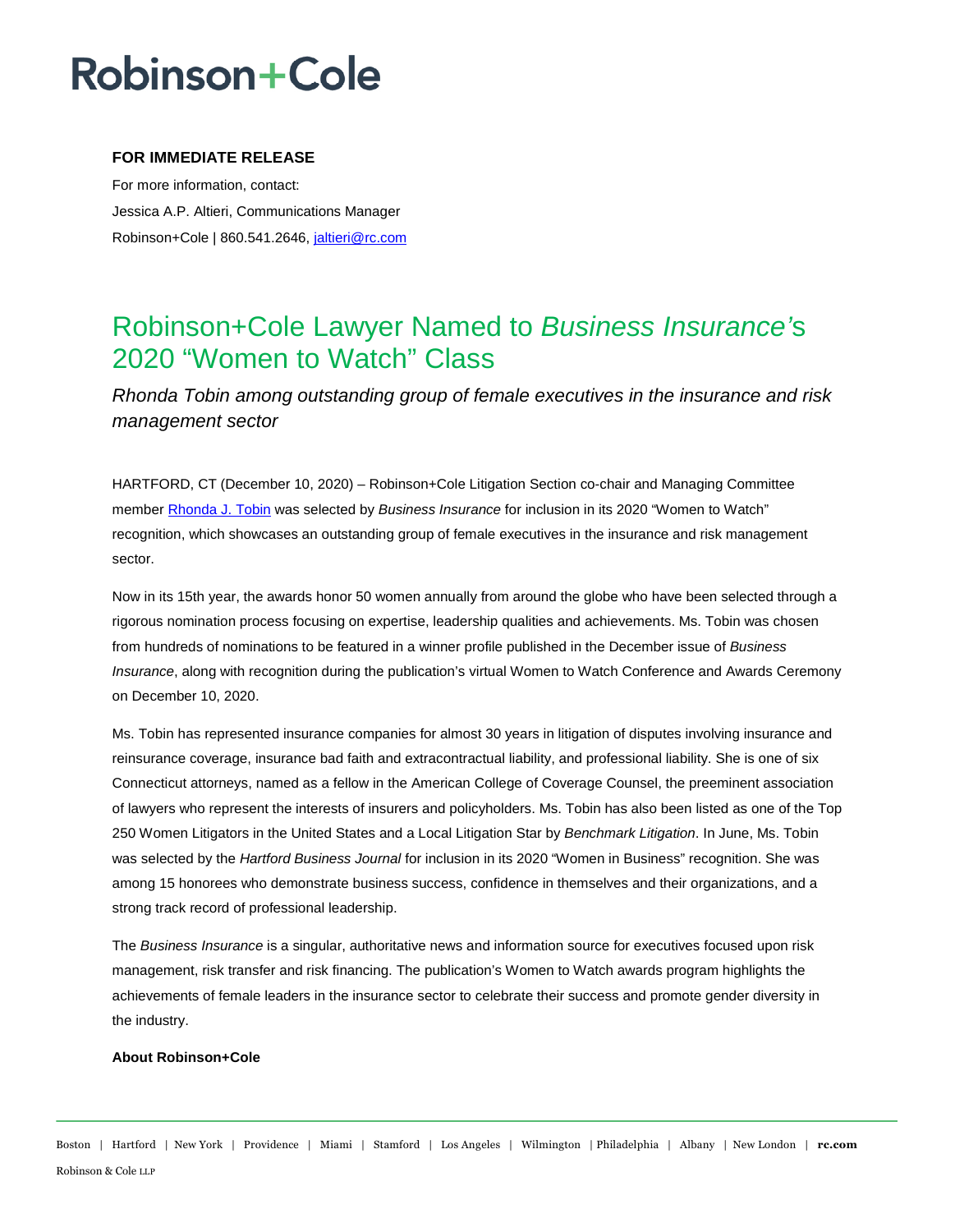# Robinson+Cole

**FOR IMMEDIATE RELEASE**

For more information, contact:

Jessica A.P. Altieri, Communications Manager

Robinson+Cole | 860.541.2646, jaltieri@rc.com

## Robinson+Cole Lawyer Named to *Business Insurance*'s 2020 "Women to Watch" Class

*Rhonda Tobin among outstanding group of female executives in the insurance and risk management sector*

HARTFORD, CT (December 10, 2020) – Robinson+Cole Litigation Section co-chair and Managing Committee member Rhonda J. Tobin was selected by *Business Insurance* for inclusion in its 2020 "Women to Watch" recognition, which showcases an outstanding group of female executives in the insurance and risk management sector.

Now in its 15th year, the awards honor 50 women annually from around the globe who have been selected through a rigorous nomination process focusing on expertise, leadership qualities and achievements. Ms. Tobin was chosen from hundreds of nominations to be featured in a winner profile published in the December issue of *Business Insurance*, along with recognition during the publication's virtual Women to Watch Conference and Awards Ceremony on December 10, 2020.

Ms. Tobin has represented insurance companies for almost 30 years in litigation of disputes involving insurance and reinsurance coverage, insurance bad faith and extracontractual liability, and professional liability. She is one of six Connecticut attorneys, named as a fellow in the American College of Coverage Counsel, the preeminent association of lawyers who represent the interests of insurers and policyholders. Ms. Tobin has also been listed as one of the Top 250 Women Litigators in the United States and a Local Litigation Star by *Benchmark Litigation*. In June, Ms. Tobin was selected by the *Hartford Business Journal* for inclusion in its 2020 "Women in Business" recognition. She was among 15 honorees who demonstrate business success, confidence in themselves and their organizations, and a strong track record of professional leadership.

The *Business Insurance* is a singular, authoritative news and information source for executives focused upon risk management, risk transfer and risk financing. The publication's Women to Watch awards program highlights the achievements of female leaders in the insurance sector to celebrate their success and promote gender diversity in the industry.

**About Robinson+Cole**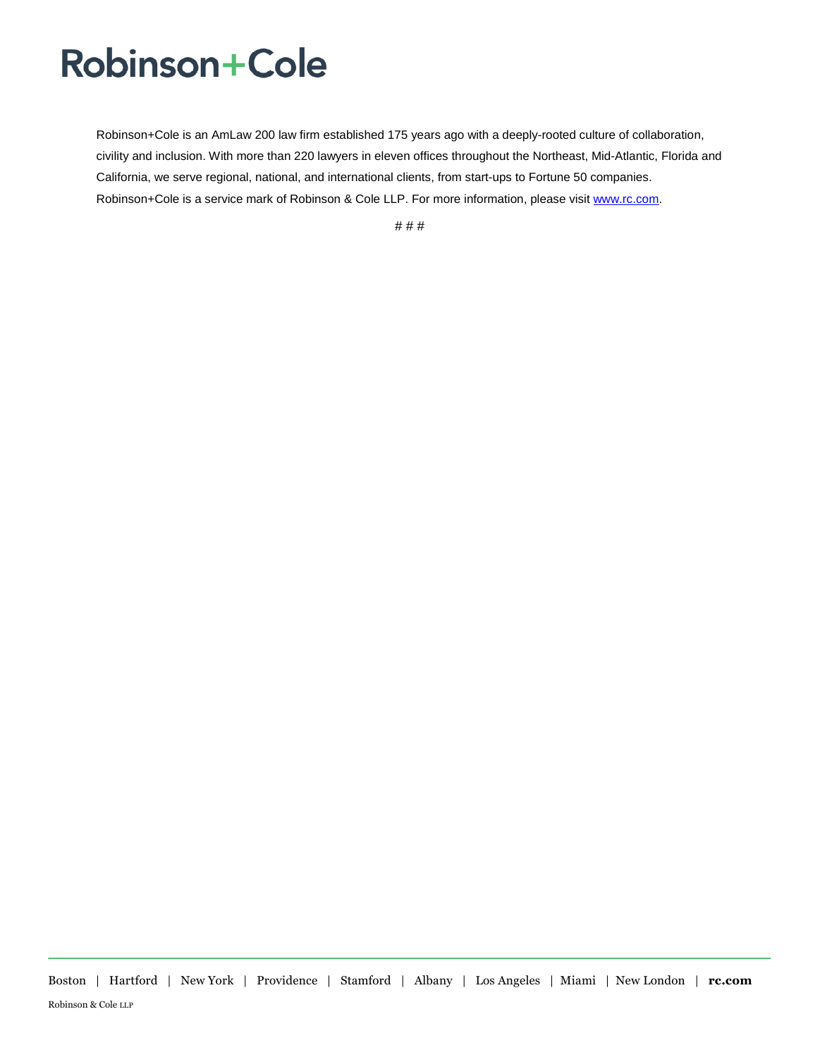Robinson+Cole is an AmLaw 200 law firm established 175 years ago with a deeply-rooted culture of collaboration, civility and inclusion. With more than 220 lawyers in eleven offices throughout the Northeast, Mid-Atlantic, Florida and California, we serve regional, national, and international clients, from start-ups to Fortune 50 companies. Robinson+Cole is a service mark of Robinson & Cole LLP. For more information, please visit [www.rc.com](http://www.rc.com).

# # #